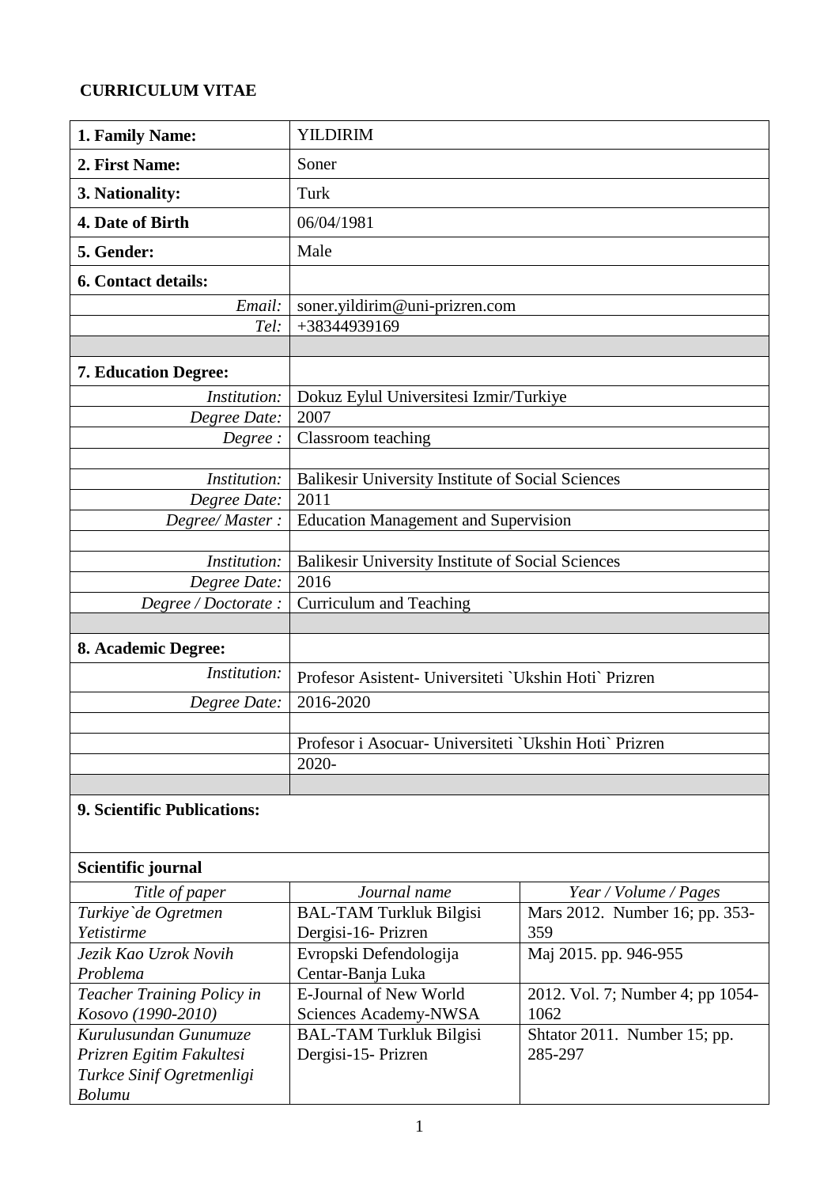**CURRICULUM VITAE**

| | |
|---|---|
| **1. Family Name:** | YILDIRIM |
| **2. First Name:** | Soner |
| **3. Nationality:** | Turk |
| **4. Date of Birth** | 06/04/1981 |
| **5. Gender:** | Male |
| **6. Contact details:** | |
| *Email:* | soner.yildirim@uni-prizren.com |
| *Tel:* | +38344939169 |
| | |
| **7. Education Degree:** | |
| *Institution:* | Dokuz Eylul Universitesi Izmir/Turkiye |
| *Degree Date:* | 2007 |
| *Degree :* | Classroom teaching |
| | |
| *Institution:* | Balikesir University Institute of Social Sciences |
| *Degree Date:* | 2011 |
| *Degree/ Master :* | Education Management and Supervision |
| | |
| *Institution:* | Balikesir University Institute of Social Sciences |
| *Degree Date:* | 2016 |
| *Degree / Doctorate :* | Curriculum and Teaching |
| | |
| **8. Academic Degree:** | |
| *Institution:* | Profesor Asistent- Universiteti `Ukshin Hoti` Prizren |
| *Degree Date:* | 2016-2020 |
| | |
| | Profesor i Asocuar- Universiteti `Ukshin Hoti` Prizren |
| | 2020- |
| | |

**9. Scientific Publications:**

**Scientific journal**

| *Title of paper* | *Journal name* | *Year / Volume / Pages* |
|---|---|---|
| *Turkiye`de Ogretmen Yetistirme* | BAL-TAM Turkluk Bilgisi Dergisi-16- Prizren | Mars 2012. Number 16; pp. 353-359 |
| *Jezik Kao Uzrok Novih Problema* | Evropski Defendologija Centar-Banja Luka | Maj 2015. pp. 946-955 |
| *Teacher Training Policy in Kosovo (1990-2010)* | E-Journal of New World Sciences Academy-NWSA | 2012. Vol. 7; Number 4; pp 1054-1062 |
| *Kurulusundan Gunumuze Prizren Egitim Fakultesi Turkce Sinif Ogretmenligi Bolumu* | BAL-TAM Turkluk Bilgisi Dergisi-15- Prizren | Shtator 2011. Number 15; pp. 285-297 |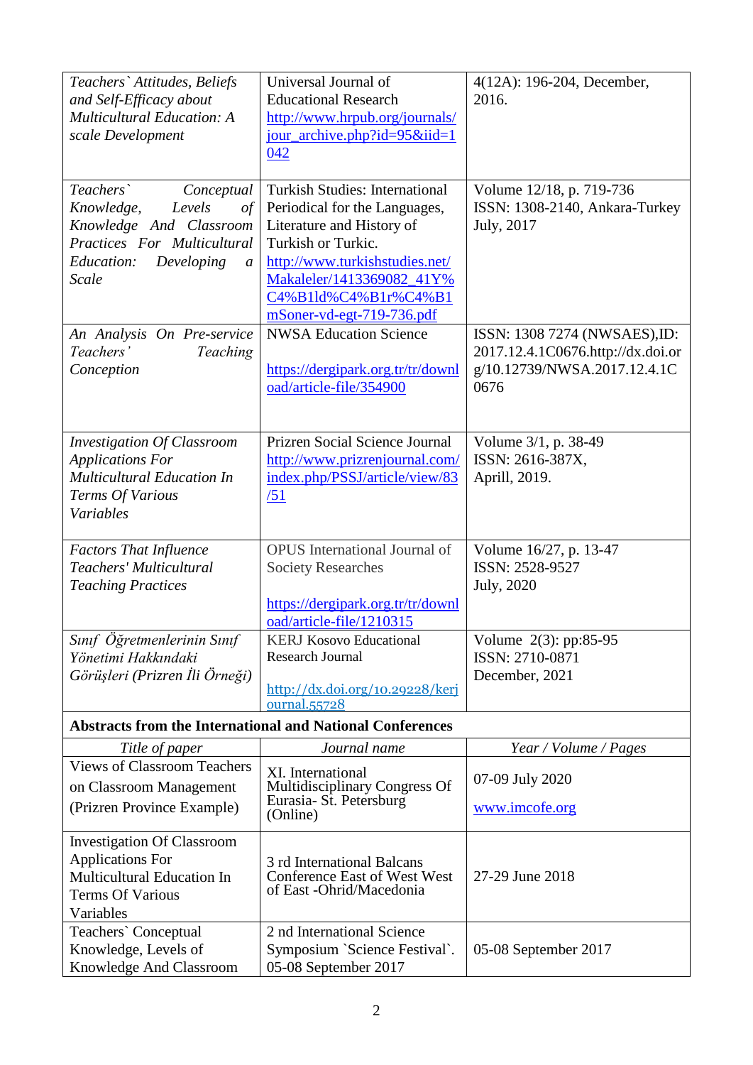| | | |
|---|---|---|
| *Teachers` Attitudes, Beliefs and Self-Efficacy about Multicultural Education: A scale Development* | Universal Journal of Educational Research http://www.hrpub.org/journals/jour_archive.php?id=95&iid=1042 | 4(12A): 196-204, December, 2016. |
| *Teachers` Conceptual Knowledge, Levels of Knowledge And Classroom Practices For Multicultural Education: Developing a Scale* | Turkish Studies: International Periodical for the Languages, Literature and History of Turkish or Turkic. http://www.turkishstudies.net/Makaleler/1413369082_41Y%C4%B1ld%C4%B1r%C4%B1mSoner-vd-egt-719-736.pdf | Volume 12/18, p. 719-736 ISSN: 1308-2140, Ankara-Turkey July, 2017 |
| *An Analysis On Pre-service Teachers' Teaching Conception* | NWSA Education Science https://dergipark.org.tr/tr/download/article-file/354900 | ISSN: 1308 7274 (NWSAES),ID: 2017.12.4.1C0676.http://dx.doi.org/10.12739/NWSA.2017.12.4.1C0676 |
| *Investigation Of Classroom Applications For Multicultural Education In Terms Of Various Variables* | Prizren Social Science Journal http://www.prizrenjournal.com/index.php/PSSJ/article/view/83/51 | Volume 3/1, p. 38-49 ISSN: 2616-387X, Aprill, 2019. |
| *Factors That Influence Teachers' Multicultural Teaching Practices* | OPUS International Journal of Society Researches https://dergipark.org.tr/tr/download/article-file/1210315 | Volume 16/27, p. 13-47 ISSN: 2528-9527 July, 2020 |
| *Sınıf Öğretmenlerinin Sınıf Yönetimi Hakkındaki Görüşleri (Prizren İli Örneği)* | KERJ Kosovo Educational Research Journal http://dx.doi.org/10.29228/kerjournal.55728 | Volume 2(3): pp:85-95 ISSN: 2710-0871 December, 2021 |
| **Abstracts from the International and National Conferences** | | |
| *Title of paper* | *Journal name* | *Year / Volume / Pages* |
| Views of Classroom Teachers on Classroom Management (Prizren Province Example) | XI. International Multidisciplinary Congress Of Eurasia- St. Petersburg (Online) | 07-09 July 2020 www.imcofe.org |
| Investigation Of Classroom Applications For Multicultural Education In Terms Of Various Variables | 3 rd International Balcans Conference East of West West of East -Ohrid/Macedonia | 27-29 June 2018 |
| Teachers` Conceptual Knowledge, Levels of Knowledge And Classroom | 2 nd International Science Symposium `Science Festival`. 05-08 September 2017 | 05-08 September 2017 |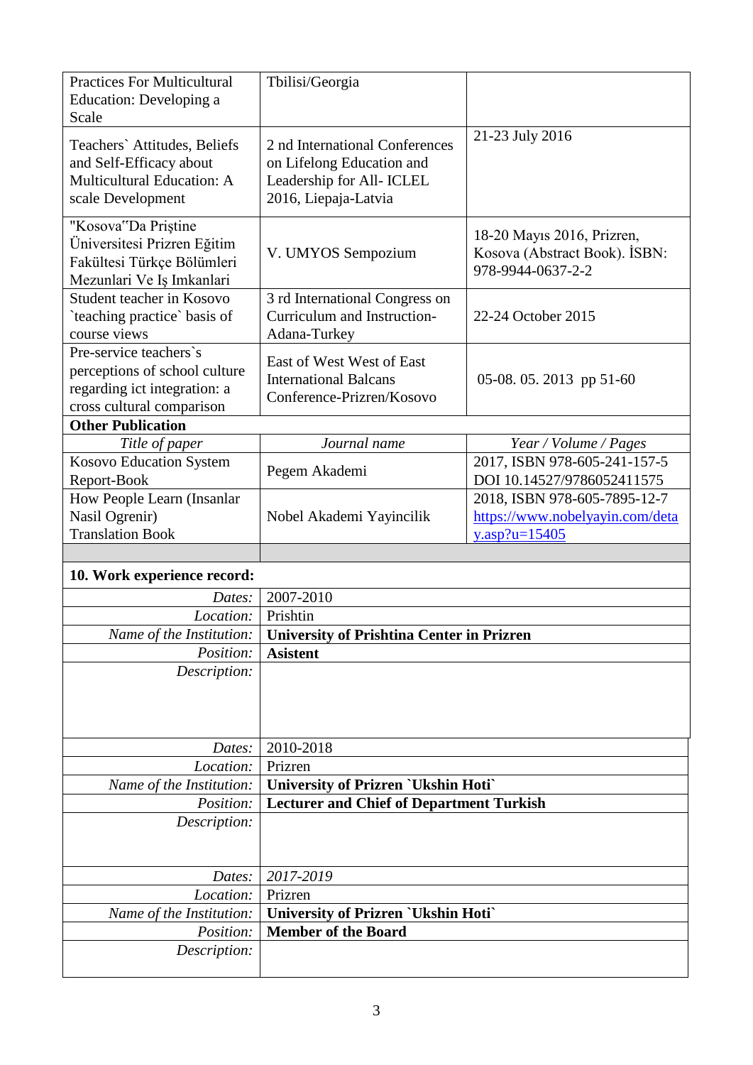| | | |
|---|---|---|
| Practices For Multicultural Education: Developing a Scale | Tbilisi/Georgia | |
| Teachers` Attitudes, Beliefs and Self-Efficacy about Multicultural Education: A scale Development | 2 nd International Conferences on Lifelong Education and Leadership for All- ICLEL 2016, Liepaja-Latvia | 21-23 July 2016 |
| "Kosova"Da Priştine Üniversitesi Prizren Eğitim Fakültesi Türkçe Bölümleri Mezunlari Ve Iş Imkanlari | V. UMYOS Sempozium | 18-20 Mayıs 2016, Prizren, Kosova (Abstract Book). İSBN: 978-9944-0637-2-2 |
| Student teacher in Kosovo `teaching practice` basis of course views | 3 rd International Congress on Curriculum and Instruction- Adana-Turkey | 22-24 October 2015 |
| Pre-service teachers`s perceptions of school culture regarding ict integration: a cross cultural comparison | East of West West of East International Balcans Conference-Prizren/Kosovo | 05-08. 05. 2013 pp 51-60 |
| **Other Publication** | | |
| *Title of paper* | *Journal name* | *Year / Volume / Pages* |
| Kosovo Education System Report-Book | Pegem Akademi | 2017, ISBN 978-605-241-157-5 DOI 10.14527/9786052411575 |
| How People Learn (Insanlar Nasil Ogrenir) Translation Book | Nobel Akademi Yayincilik | 2018, ISBN 978-605-7895-12-7 https://www.nobelyayin.com/detay.asp?u=15405 |

**10. Work experience record:**

| | |
|---|---|
| *Dates:* | 2007-2010 |
| *Location:* | Prishtin |
| *Name of the Institution:* | **University of Prishtina Center in Prizren** |
| *Position:* | **Asistent** |
| *Description:* | |
| *Dates:* | 2010-2018 |
| *Location:* | Prizren |
| *Name of the Institution:* | **University of Prizren `Ukshin Hoti`** |
| *Position:* | **Lecturer and Chief of Department Turkish** |
| *Description:* | |
| *Dates:* | *2017-2019* |
| *Location:* | Prizren |
| *Name of the Institution:* | **University of Prizren `Ukshin Hoti`** |
| *Position:* | **Member of the Board** |
| *Description:* | |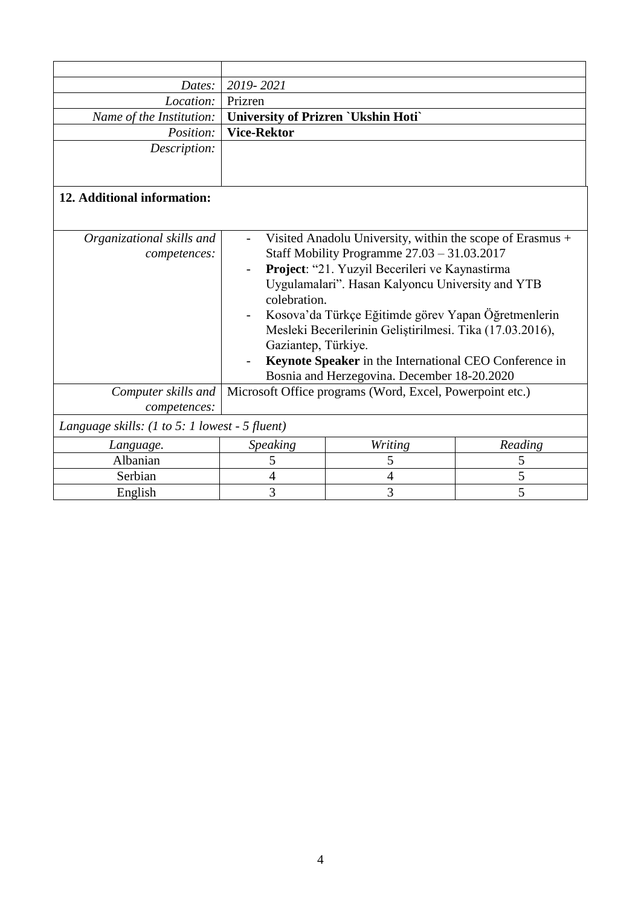| | |
|---|---|
| *Dates:* | *2019- 2021* |
| *Location:* | Prizren |
| *Name of the Institution:* | **University of Prizren `Ukshin Hoti`** |
| *Position:* | **Vice-Rektor** |
| *Description:* | |

## 12. Additional information:

| | |
|---|---|
| *Organizational skills and competences:* | - Visited Anadolu University, within the scope of Erasmus + Staff Mobility Programme 27.03 – 31.03.2017<br>- **Project**: "21. Yuzyil Becerileri ve Kaynastirma Uygulamalari". Hasan Kalyoncu University and YTB colebration.<br>- Kosova'da Türkçe Eğitimde görev Yapan Öğretmenlerin Mesleki Becerilerinin Geliştirilmesi. Tika (17.03.2016), Gaziantep, Türkiye.<br>- **Keynote Speaker** in the International CEO Conference in Bosnia and Herzegovina. December 18-20.2020 |
| *Computer skills and competences:* | Microsoft Office programs (Word, Excel, Powerpoint etc.) |

*Language skills: (1 to 5: 1 lowest - 5 fluent)*

| *Language.* | *Speaking* | *Writing* | *Reading* |
|---|---|---|---|
| Albanian | 5 | 5 | 5 |
| Serbian | 4 | 4 | 5 |
| English | 3 | 3 | 5 |